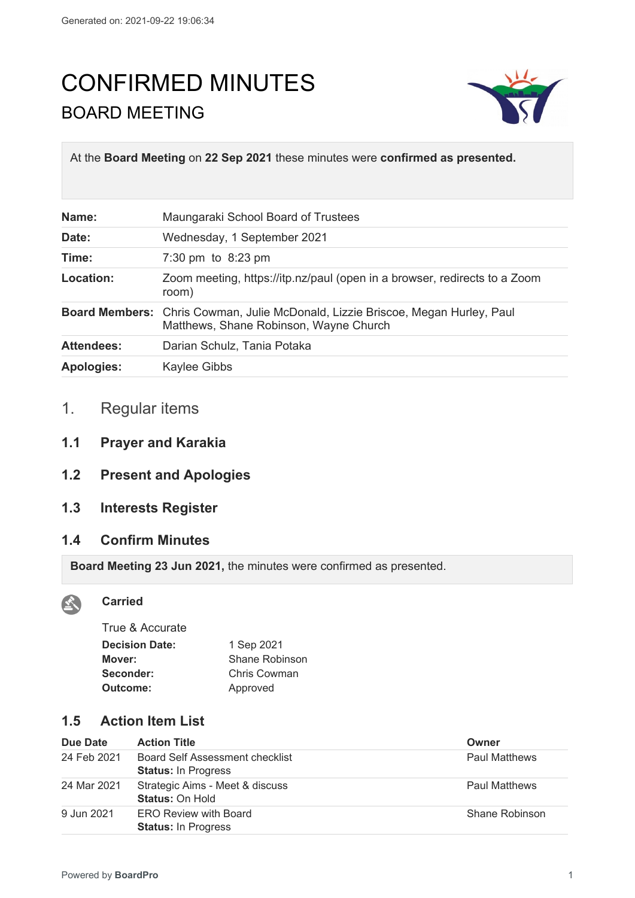# CONFIRMED MINUTES

## BOARD MEETING

At the **Board Meeting** on **22 Sep 2021** these minutes were **confirmed as presented.**

| | |
|---|---|
| **Name:** | Maungaraki School Board of Trustees |
| **Date:** | Wednesday, 1 September 2021 |
| **Time:** | 7:30 pm to 8:23 pm |
| **Location:** | Zoom meeting, https://itp.nz/paul (open in a browser, redirects to a Zoom room) |
| **Board Members:** | Chris Cowman, Julie McDonald, Lizzie Briscoe, Megan Hurley, Paul Matthews, Shane Robinson, Wayne Church |
| **Attendees:** | Darian Schulz, Tania Potaka |
| **Apologies:** | Kaylee Gibbs |

## 1. Regular items

### 1.1 Prayer and Karakia

### 1.2 Present and Apologies

### 1.3 Interests Register

### 1.4 Confirm Minutes

**Board Meeting 23 Jun 2021,** the minutes were confirmed as presented.

**Carried**

True & Accurate

| | |
|---|---|
| **Decision Date:** | 1 Sep 2021 |
| **Mover:** | Shane Robinson |
| **Seconder:** | Chris Cowman |
| **Outcome:** | Approved |

### 1.5 Action Item List

| Due Date | Action Title | Owner |
|---|---|---|
| 24 Feb 2021 | Board Self Assessment checklist<br>**Status:** In Progress | Paul Matthews |
| 24 Mar 2021 | Strategic Aims - Meet & discuss<br>**Status:** On Hold | Paul Matthews |
| 9 Jun 2021 | ERO Review with Board<br>**Status:** In Progress | Shane Robinson |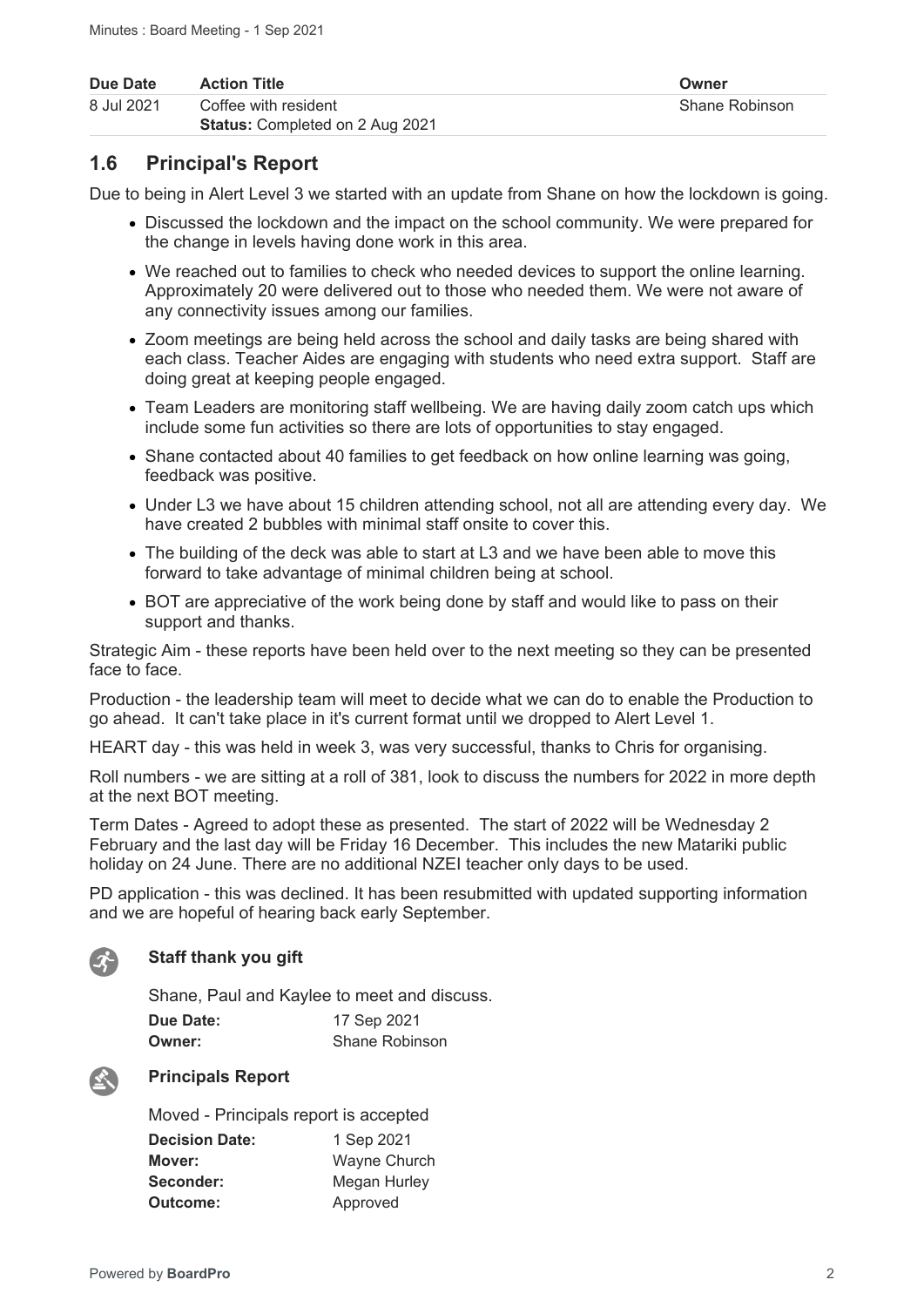| Due Date | Action Title | Owner |
| --- | --- | --- |
| 8 Jul 2021 | Coffee with resident<br>**Status:** Completed on 2 Aug 2021 | Shane Robinson |

## 1.6 Principal's Report

Due to being in Alert Level 3 we started with an update from Shane on how the lockdown is going.

- Discussed the lockdown and the impact on the school community. We were prepared for the change in levels having done work in this area.
- We reached out to families to check who needed devices to support the online learning. Approximately 20 were delivered out to those who needed them. We were not aware of any connectivity issues among our families.
- Zoom meetings are being held across the school and daily tasks are being shared with each class. Teacher Aides are engaging with students who need extra support. Staff are doing great at keeping people engaged.
- Team Leaders are monitoring staff wellbeing. We are having daily zoom catch ups which include some fun activities so there are lots of opportunities to stay engaged.
- Shane contacted about 40 families to get feedback on how online learning was going, feedback was positive.
- Under L3 we have about 15 children attending school, not all are attending every day. We have created 2 bubbles with minimal staff onsite to cover this.
- The building of the deck was able to start at L3 and we have been able to move this forward to take advantage of minimal children being at school.
- BOT are appreciative of the work being done by staff and would like to pass on their support and thanks.

Strategic Aim - these reports have been held over to the next meeting so they can be presented face to face.

Production - the leadership team will meet to decide what we can do to enable the Production to go ahead. It can't take place in it's current format until we dropped to Alert Level 1.

HEART day - this was held in week 3, was very successful, thanks to Chris for organising.

Roll numbers - we are sitting at a roll of 381, look to discuss the numbers for 2022 in more depth at the next BOT meeting.

Term Dates - Agreed to adopt these as presented. The start of 2022 will be Wednesday 2 February and the last day will be Friday 16 December. This includes the new Matariki public holiday on 24 June. There are no additional NZEI teacher only days to be used.

PD application - this was declined. It has been resubmitted with updated supporting information and we are hopeful of hearing back early September.

### Staff thank you gift

Shane, Paul and Kaylee to meet and discuss.

**Due Date:** 17 Sep 2021
**Owner:** Shane Robinson

### Principals Report

Moved - Principals report is accepted

**Decision Date:** 1 Sep 2021
**Mover:** Wayne Church
**Seconder:** Megan Hurley
**Outcome:** Approved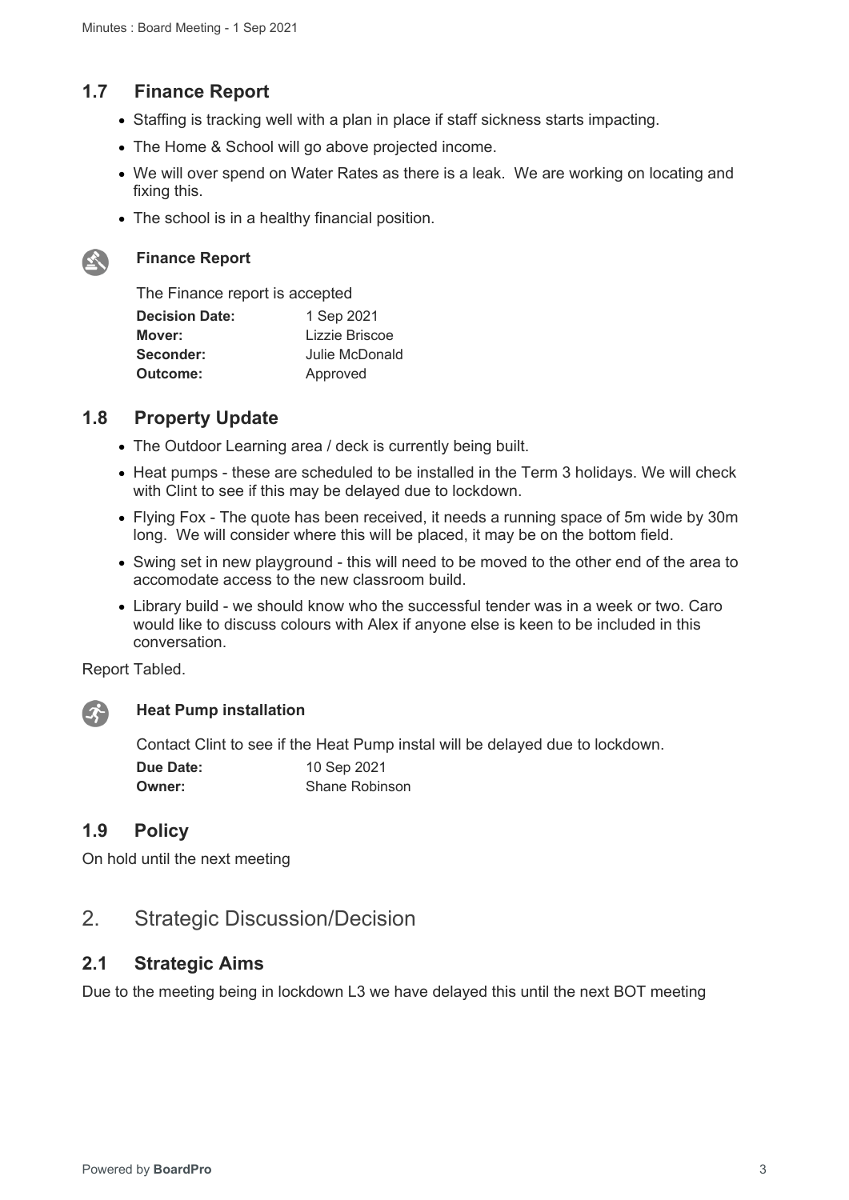## 1.7 Finance Report

- Staffing is tracking well with a plan in place if staff sickness starts impacting.
- The Home & School will go above projected income.
- We will over spend on Water Rates as there is a leak. We are working on locating and fixing this.
- The school is in a healthy financial position.

**Finance Report**

The Finance report is accepted

| | |
|---|---|
| **Decision Date:** | 1 Sep 2021 |
| **Mover:** | Lizzie Briscoe |
| **Seconder:** | Julie McDonald |
| **Outcome:** | Approved |

## 1.8 Property Update

- The Outdoor Learning area / deck is currently being built.
- Heat pumps - these are scheduled to be installed in the Term 3 holidays. We will check with Clint to see if this may be delayed due to lockdown.
- Flying Fox - The quote has been received, it needs a running space of 5m wide by 30m long. We will consider where this will be placed, it may be on the bottom field.
- Swing set in new playground - this will need to be moved to the other end of the area to accomodate access to the new classroom build.
- Library build - we should know who the successful tender was in a week or two. Caro would like to discuss colours with Alex if anyone else is keen to be included in this conversation.

Report Tabled.

**Heat Pump installation**

Contact Clint to see if the Heat Pump instal will be delayed due to lockdown.

| | |
|---|---|
| **Due Date:** | 10 Sep 2021 |
| **Owner:** | Shane Robinson |

## 1.9 Policy

On hold until the next meeting

# 2. Strategic Discussion/Decision

## 2.1 Strategic Aims

Due to the meeting being in lockdown L3 we have delayed this until the next BOT meeting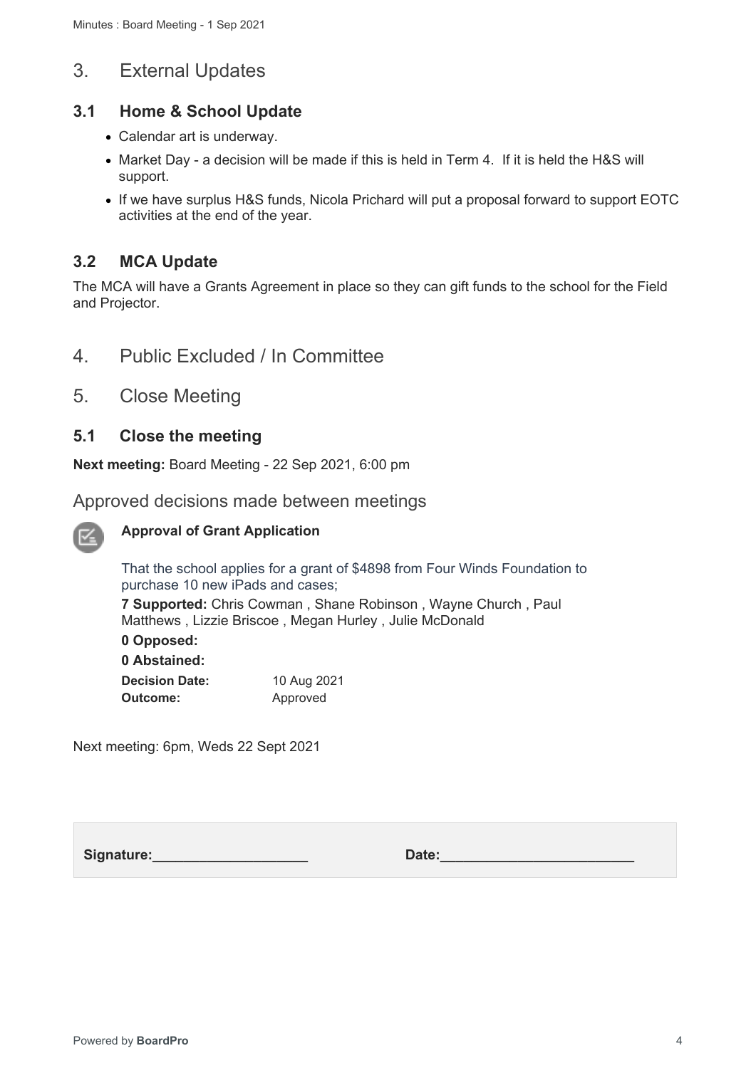## 3. External Updates

### 3.1 Home & School Update

- Calendar art is underway.
- Market Day - a decision will be made if this is held in Term 4. If it is held the H&S will support.
- If we have surplus H&S funds, Nicola Prichard will put a proposal forward to support EOTC activities at the end of the year.

### 3.2 MCA Update

The MCA will have a Grants Agreement in place so they can gift funds to the school for the Field and Projector.

## 4. Public Excluded / In Committee

## 5. Close Meeting

### 5.1 Close the meeting

**Next meeting:** Board Meeting - 22 Sep 2021, 6:00 pm

## Approved decisions made between meetings

**Approval of Grant Application**

That the school applies for a grant of $4898 from Four Winds Foundation to purchase 10 new iPads and cases;

**7 Supported:** Chris Cowman , Shane Robinson , Wayne Church , Paul Matthews , Lizzie Briscoe , Megan Hurley , Julie McDonald

**0 Opposed:**

**0 Abstained:**

**Decision Date:** 10 Aug 2021

**Outcome:** Approved

Next meeting: 6pm, Weds 22 Sept 2021

**Signature:**____________________ **Date:**_________________________